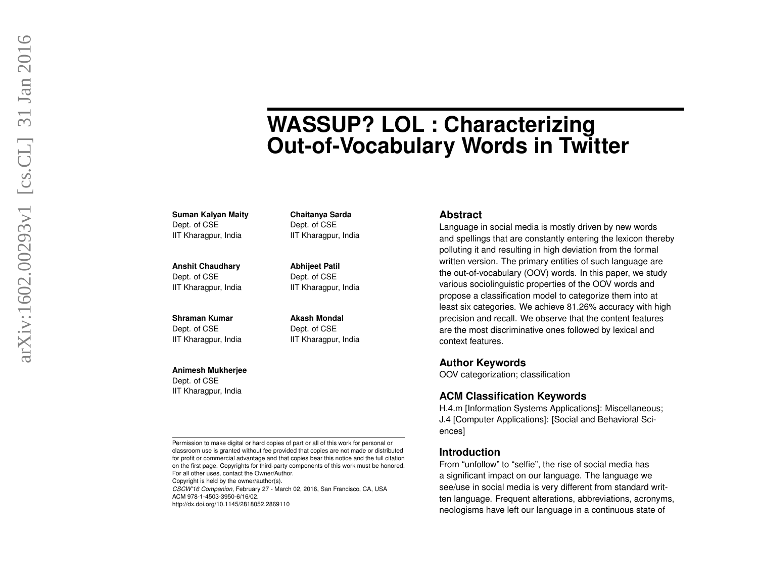# WASSUP? LOL : Characterizing Out-of-Vocabulary Words in Twitter

**Suman Kalyan Maity**
Dept. of CSE
IIT Kharagpur, India

**Chaitanya Sarda**
Dept. of CSE
IIT Kharagpur, India

**Anshit Chaudhary**
Dept. of CSE
IIT Kharagpur, India

**Abhijeet Patil**
Dept. of CSE
IIT Kharagpur, India

**Shraman Kumar**
Dept. of CSE
IIT Kharagpur, India

**Akash Mondal**
Dept. of CSE
IIT Kharagpur, India

**Animesh Mukherjee**
Dept. of CSE
IIT Kharagpur, India

Permission to make digital or hard copies of part or all of this work for personal or classroom use is granted without fee provided that copies are not made or distributed for profit or commercial advantage and that copies bear this notice and the full citation on the first page. Copyrights for third-party components of this work must be honored. For all other uses, contact the Owner/Author.
Copyright is held by the owner/author(s).
*CSCW'16 Companion*, February 27 - March 02, 2016, San Francisco, CA, USA
ACM 978-1-4503-3950-6/16/02.
http://dx.doi.org/10.1145/2818052.2869110

## Abstract

Language in social media is mostly driven by new words and spellings that are constantly entering the lexicon thereby polluting it and resulting in high deviation from the formal written version. The primary entities of such language are the out-of-vocabulary (OOV) words. In this paper, we study various sociolinguistic properties of the OOV words and propose a classification model to categorize them into at least six categories. We achieve 81.26% accuracy with high precision and recall. We observe that the content features are the most discriminative ones followed by lexical and context features.

## Author Keywords

OOV categorization; classification

## ACM Classification Keywords

H.4.m [Information Systems Applications]: Miscellaneous; J.4 [Computer Applications]: [Social and Behavioral Sciences]

## Introduction

From "unfollow" to "selfie", the rise of social media has a significant impact on our language. The language we see/use in social media is very different from standard written language. Frequent alterations, abbreviations, acronyms, neologisms have left our language in a continuous state of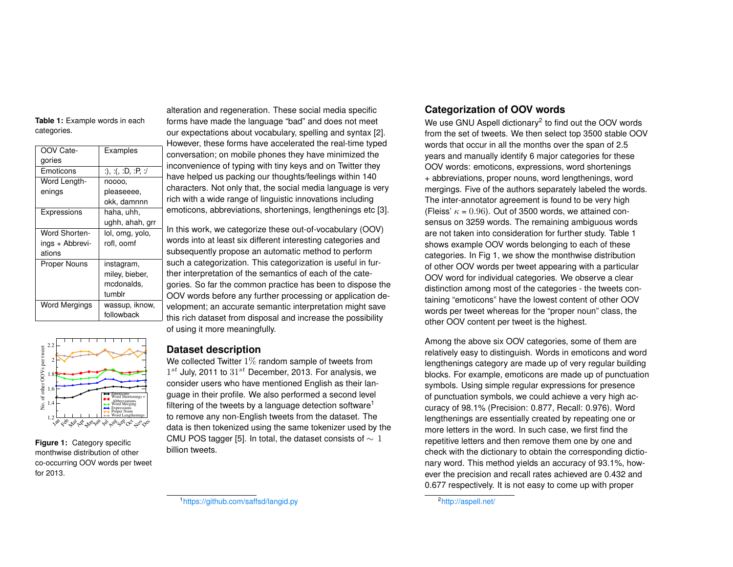**Table 1:** Example words in each categories.

| OOV Categories | Examples |
|---|---|
| Emoticons | :), :(, :D, :P, :/ |
| Word Lengthenings | noooo, pleaseeee, okk, damnnn |
| Expressions | haha, uhh, ughh, ahah, grr |
| Word Shortenings + Abbreviations | lol, omg, yolo, rofl, oomf |
| Proper Nouns | instagram, miley, bieber, mcdonalds, tumblr |
| Word Mergings | wassup, iknow, followback |

**Figure 1:** Category specific monthwise distribution of other co-occurring OOV words per tweet for 2013.

alteration and regeneration. These social media specific forms have made the language "bad" and does not meet our expectations about vocabulary, spelling and syntax [2]. However, these forms have accelerated the real-time typed conversation; on mobile phones they have minimized the inconvenience of typing with tiny keys and on Twitter they have helped us packing our thoughts/feelings within 140 characters. Not only that, the social media language is very rich with a wide range of linguistic innovations including emoticons, abbreviations, shortenings, lengthenings etc [3].

In this work, we categorize these out-of-vocabulary (OOV) words into at least six different interesting categories and subsequently propose an automatic method to perform such a categorization. This categorization is useful in further interpretation of the semantics of each of the categories. So far the common practice has been to dispose the OOV words before any further processing or application development; an accurate semantic interpretation might save this rich dataset from disposal and increase the possibility of using it more meaningfully.

## Dataset description

We collected Twitter $1\%$ random sample of tweets from $1^{st}$ July, 2011 to $31^{st}$ December, 2013. For analysis, we consider users who have mentioned English as their language in their profile. We also performed a second level filtering of the tweets by a language detection software[1] to remove any non-English tweets from the dataset. The data is then tokenized using the same tokenizer used by the CMU POS tagger [5]. In total, the dataset consists of $\sim 1$ billion tweets.

## Categorization of OOV words

We use GNU Aspell dictionary[2] to find out the OOV words from the set of tweets. We then select top 3500 stable OOV words that occur in all the months over the span of 2.5 years and manually identify 6 major categories for these OOV words: emoticons, expressions, word shortenings + abbreviations, proper nouns, word lengthenings, word mergings. Five of the authors separately labeled the words. The inter-annotator agreement is found to be very high (Fleiss' $\kappa = 0.96$). Out of 3500 words, we attained consensus on 3259 words. The remaining ambiguous words are not taken into consideration for further study. Table 1 shows example OOV words belonging to each of these categories. In Fig 1, we show the monthwise distribution of other OOV words per tweet appearing with a particular OOV word for individual categories. We observe a clear distinction among most of the categories - the tweets containing "emoticons" have the lowest content of other OOV words per tweet whereas for the "proper noun" class, the other OOV content per tweet is the highest.

Among the above six OOV categories, some of them are relatively easy to distinguish. Words in emoticons and word lengthenings category are made up of very regular building blocks. For example, emoticons are made up of punctuation symbols. Using simple regular expressions for presence of punctuation symbols, we could achieve a very high accuracy of 98.1% (Precision: 0.877, Recall: 0.976). Word lengthenings are essentially created by repeating one or more letters in the word. In such case, we first find the repetitive letters and then remove them one by one and check with the dictionary to obtain the corresponding dictionary word. This method yields an accuracy of 93.1%, however the precision and recall rates achieved are 0.432 and 0.677 respectively. It is not easy to come up with proper

[1] https://github.com/saffsd/langid.py

[2] http://aspell.net/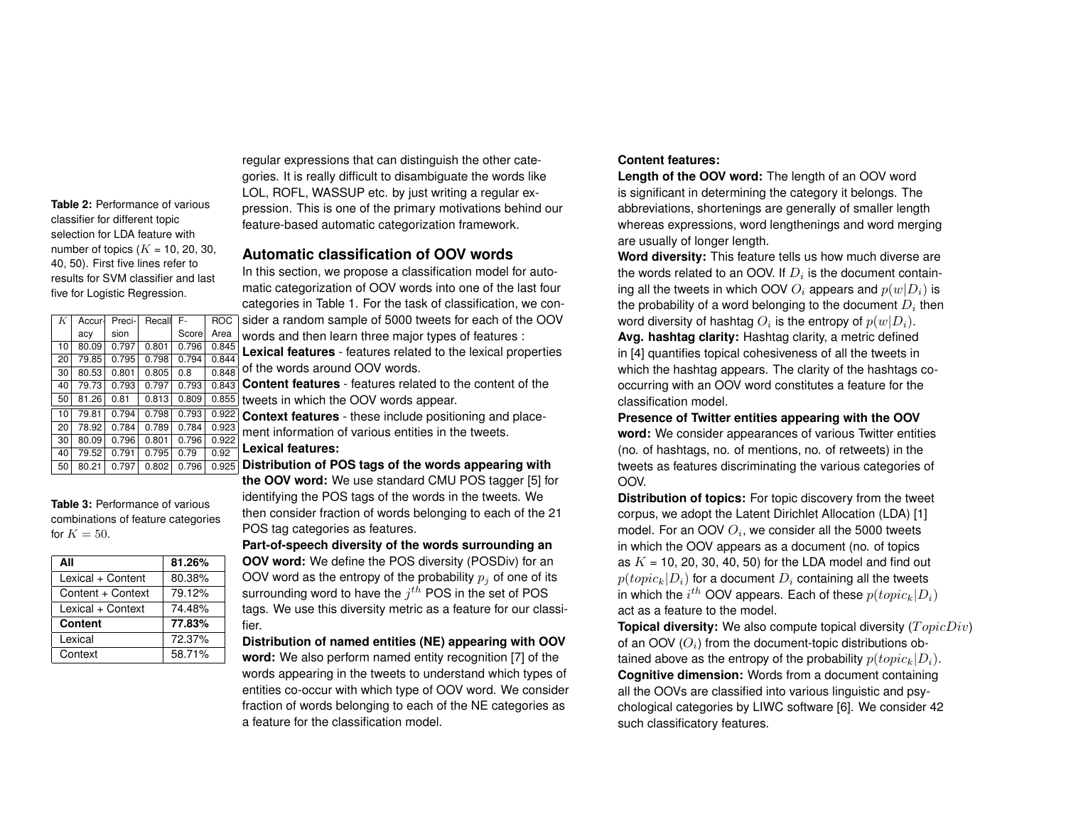regular expressions that can distinguish the other categories. It is really difficult to disambiguate the words like LOL, ROFL, WASSUP etc. by just writing a regular expression. This is one of the primary motivations behind our feature-based automatic categorization framework.

## Automatic classification of OOV words

In this section, we propose a classification model for automatic categorization of OOV words into one of the last four categories in Table 1. For the task of classification, we consider a random sample of 5000 tweets for each of the OOV words and then learn three major types of features :

**Lexical features** - features related to the lexical properties of the words around OOV words.

**Content features** - features related to the content of the tweets in which the OOV words appear.

**Context features** - these include positioning and placement information of various entities in the tweets.

**Lexical features:**

**Distribution of POS tags of the words appearing with the OOV word:** We use standard CMU POS tagger [5] for identifying the POS tags of the words in the tweets. We then consider fraction of words belonging to each of the 21 POS tag categories as features.

**Part-of-speech diversity of the words surrounding an OOV word:** We define the POS diversity (POSDiv) for an OOV word as the entropy of the probability $p_j$ of one of its surrounding word to have the $j^{th}$ POS in the set of POS tags. We use this diversity metric as a feature for our classifier.

**Distribution of named entities (NE) appearing with OOV word:** We also perform named entity recognition [7] of the words appearing in the tweets to understand which types of entities co-occur with which type of OOV word. We consider fraction of words belonging to each of the NE categories as a feature for the classification model.

**Content features:**

**Length of the OOV word:** The length of an OOV word is significant in determining the category it belongs. The abbreviations, shortenings are generally of smaller length whereas expressions, word lengthenings and word merging are usually of longer length.

**Word diversity:** This feature tells us how much diverse are the words related to an OOV. If $D_i$ is the document containing all the tweets in which OOV $O_i$ appears and $p(w|D_i)$ is the probability of a word belonging to the document $D_i$ then word diversity of hashtag $O_i$ is the entropy of $p(w|D_i)$.

**Avg. hashtag clarity:** Hashtag clarity, a metric defined in [4] quantifies topical cohesiveness of all the tweets in which the hashtag appears. The clarity of the hashtags co-occurring with an OOV word constitutes a feature for the classification model.

**Presence of Twitter entities appearing with the OOV word:** We consider appearances of various Twitter entities (no. of hashtags, no. of mentions, no. of retweets) in the tweets as features discriminating the various categories of OOV.

**Distribution of topics:** For topic discovery from the tweet corpus, we adopt the Latent Dirichlet Allocation (LDA) [1] model. For an OOV $O_i$, we consider all the 5000 tweets in which the OOV appears as a document (no. of topics as $K$ = 10, 20, 30, 40, 50) for the LDA model and find out $p(topic_k|D_i)$ for a document $D_i$ containing all the tweets in which the $i^{th}$ OOV appears. Each of these $p(topic_k|D_i)$ act as a feature to the model.

**Topical diversity:** We also compute topical diversity ($TopicDiv$) of an OOV ($O_i$) from the document-topic distributions obtained above as the entropy of the probability $p(topic_k|D_i)$.

**Cognitive dimension:** Words from a document containing all the OOVs are classified into various linguistic and psychological categories by LIWC software [6]. We consider 42 such classificatory features.

**Table 2:** Performance of various classifier for different topic selection for LDA feature with number of topics ($K$ = 10, 20, 30, 40, 50). First five lines refer to results for SVM classifier and last five for Logistic Regression.

| $K$ | Accuracy | Precision | Recall | F-Score | ROC Area |
|---|---|---|---|---|---|
| 10 | 80.09 | 0.797 | 0.801 | 0.796 | 0.845 |
| 20 | 79.85 | 0.795 | 0.798 | 0.794 | 0.844 |
| 30 | 80.53 | 0.801 | 0.805 | 0.8 | 0.848 |
| 40 | 79.73 | 0.793 | 0.797 | 0.793 | 0.843 |
| 50 | 81.26 | 0.81 | 0.813 | 0.809 | 0.855 |
| 10 | 79.81 | 0.794 | 0.798 | 0.793 | 0.922 |
| 20 | 78.92 | 0.784 | 0.789 | 0.784 | 0.923 |
| 30 | 80.09 | 0.796 | 0.801 | 0.796 | 0.922 |
| 40 | 79.52 | 0.791 | 0.795 | 0.79 | 0.92 |
| 50 | 80.21 | 0.797 | 0.802 | 0.796 | 0.925 |

**Table 3:** Performance of various combinations of feature categories for $K = 50$.

| **All** | **81.26%** |
|---|---|
| Lexical + Content | 80.38% |
| Content + Context | 79.12% |
| Lexical + Context | 74.48% |
| **Content** | **77.83%** |
| Lexical | 72.37% |
| Context | 58.71% |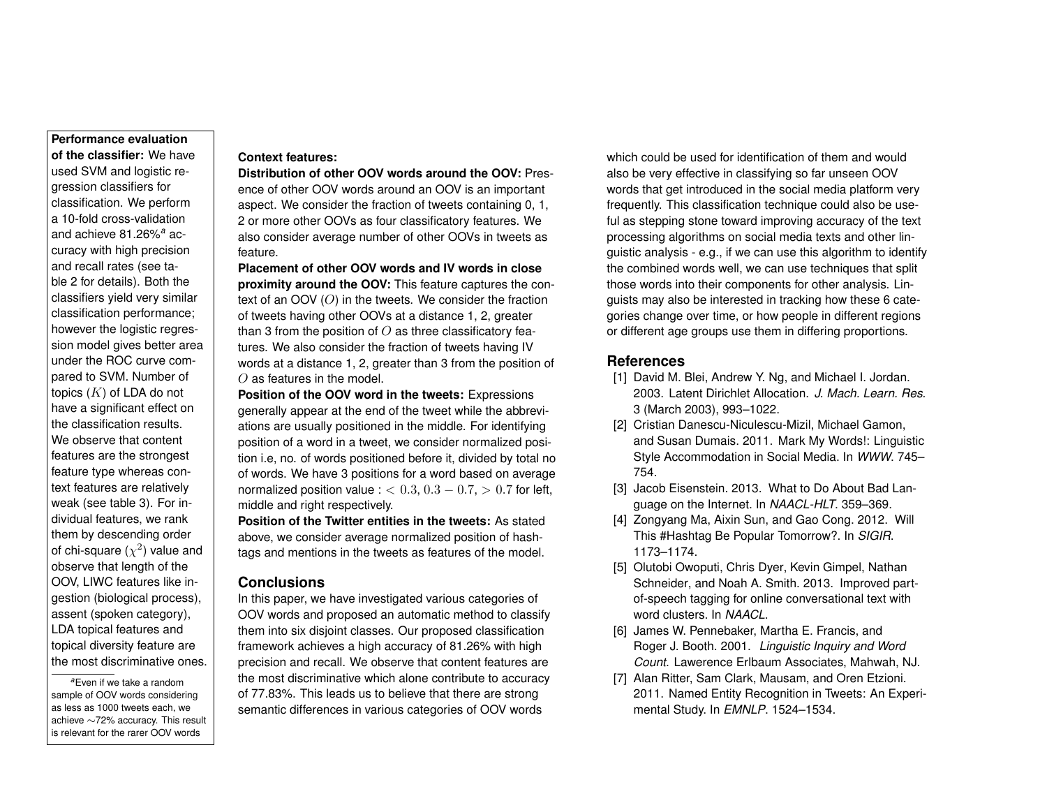**Performance evaluation of the classifier:** We have used SVM and logistic regression classifiers for classification. We perform a 10-fold cross-validation and achieve 81.26%[a] accuracy with high precision and recall rates (see table 2 for details). Both the classifiers yield very similar classification performance; however the logistic regression model gives better area under the ROC curve compared to SVM. Number of topics ($K$) of LDA do not have a significant effect on the classification results. We observe that content features are the strongest feature type whereas context features are relatively weak (see table 3). For individual features, we rank them by descending order of chi-square ($\chi^2$) value and observe that length of the OOV, LIWC features like ingestion (biological process), assent (spoken category), LDA topical features and topical diversity feature are the most discriminative ones.

[a] Even if we take a random sample of OOV words considering as less as 1000 tweets each, we achieve ∼72% accuracy. This result is relevant for the rarer OOV words

**Context features:**

**Distribution of other OOV words around the OOV:** Presence of other OOV words around an OOV is an important aspect. We consider the fraction of tweets containing 0, 1, 2 or more other OOVs as four classificatory features. We also consider average number of other OOVs in tweets as feature.

**Placement of other OOV words and IV words in close proximity around the OOV:** This feature captures the context of an OOV ($O$) in the tweets. We consider the fraction of tweets having other OOVs at a distance 1, 2, greater than 3 from the position of $O$ as three classificatory features. We also consider the fraction of tweets having IV words at a distance 1, 2, greater than 3 from the position of $O$ as features in the model.

**Position of the OOV word in the tweets:** Expressions generally appear at the end of the tweet while the abbreviations are usually positioned in the middle. For identifying position of a word in a tweet, we consider normalized position i.e, no. of words positioned before it, divided by total no of words. We have 3 positions for a word based on average normalized position value : $< 0.3, 0.3 - 0.7, > 0.7$ for left, middle and right respectively.

**Position of the Twitter entities in the tweets:** As stated above, we consider average normalized position of hashtags and mentions in the tweets as features of the model.

## Conclusions

In this paper, we have investigated various categories of OOV words and proposed an automatic method to classify them into six disjoint classes. Our proposed classification framework achieves a high accuracy of 81.26% with high precision and recall. We observe that content features are the most discriminative which alone contribute to accuracy of 77.83%. This leads us to believe that there are strong semantic differences in various categories of OOV words which could be used for identification of them and would also be very effective in classifying so far unseen OOV words that get introduced in the social media platform very frequently. This classification technique could also be useful as stepping stone toward improving accuracy of the text processing algorithms on social media texts and other linguistic analysis - e.g., if we can use this algorithm to identify the combined words well, we can use techniques that split those words into their components for other analysis. Linguists may also be interested in tracking how these 6 categories change over time, or how people in different regions or different age groups use them in differing proportions.

## References

[1] David M. Blei, Andrew Y. Ng, and Michael I. Jordan. 2003. Latent Dirichlet Allocation. *J. Mach. Learn. Res.* 3 (March 2003), 993–1022.

[2] Cristian Danescu-Niculescu-Mizil, Michael Gamon, and Susan Dumais. 2011. Mark My Words!: Linguistic Style Accommodation in Social Media. In *WWW*. 745–754.

[3] Jacob Eisenstein. 2013. What to Do About Bad Language on the Internet. In *NAACL-HLT*. 359–369.

[4] Zongyang Ma, Aixin Sun, and Gao Cong. 2012. Will This #Hashtag Be Popular Tomorrow?. In *SIGIR*. 1173–1174.

[5] Olutobi Owoputi, Chris Dyer, Kevin Gimpel, Nathan Schneider, and Noah A. Smith. 2013. Improved part-of-speech tagging for online conversational text with word clusters. In *NAACL*.

[6] James W. Pennebaker, Martha E. Francis, and Roger J. Booth. 2001. *Linguistic Inquiry and Word Count*. Lawerence Erlbaum Associates, Mahwah, NJ.

[7] Alan Ritter, Sam Clark, Mausam, and Oren Etzioni. 2011. Named Entity Recognition in Tweets: An Experimental Study. In *EMNLP*. 1524–1534.